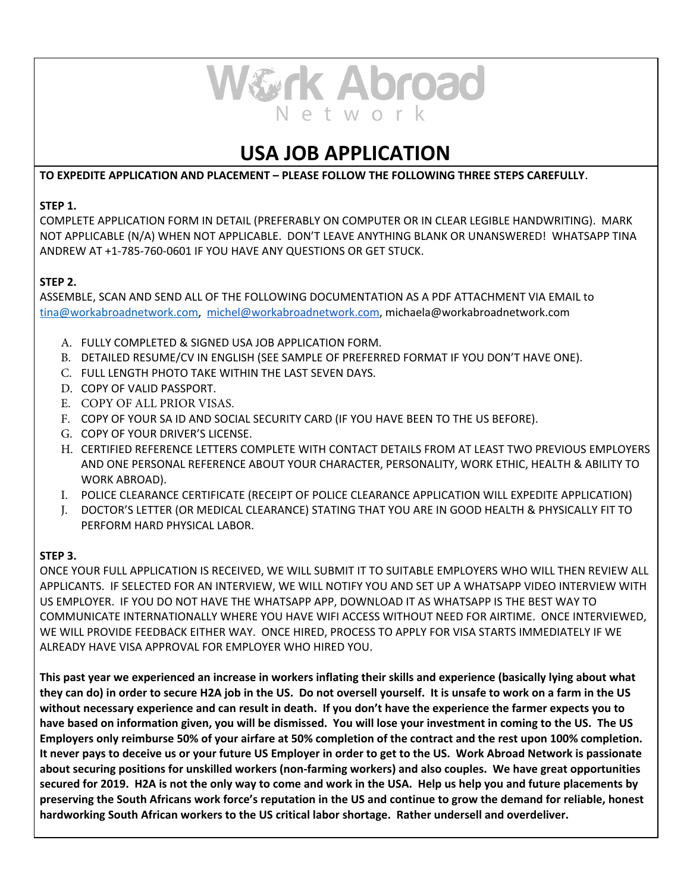Work Abroad Network

# USA JOB APPLICATION

**TO EXPEDITE APPLICATION AND PLACEMENT – PLEASE FOLLOW THE FOLLOWING THREE STEPS CAREFULLY**.

**STEP 1.**

COMPLETE APPLICATION FORM IN DETAIL (PREFERABLY ON COMPUTER OR IN CLEAR LEGIBLE HANDWRITING). MARK NOT APPLICABLE (N/A) WHEN NOT APPLICABLE. DON'T LEAVE ANYTHING BLANK OR UNANSWERED! WHATSAPP TINA ANDREW AT +1-785-760-0601 IF YOU HAVE ANY QUESTIONS OR GET STUCK.

**STEP 2.**

ASSEMBLE, SCAN AND SEND ALL OF THE FOLLOWING DOCUMENTATION AS A PDF ATTACHMENT VIA EMAIL to tina@workabroadnetwork.com, michel@workabroadnetwork.com, michaela@workabroadnetwork.com

A. FULLY COMPLETED & SIGNED USA JOB APPLICATION FORM.
B. DETAILED RESUME/CV IN ENGLISH (SEE SAMPLE OF PREFERRED FORMAT IF YOU DON'T HAVE ONE).
C. FULL LENGTH PHOTO TAKE WITHIN THE LAST SEVEN DAYS.
D. COPY OF VALID PASSPORT.
E. COPY OF ALL PRIOR VISAS.
F. COPY OF YOUR SA ID AND SOCIAL SECURITY CARD (IF YOU HAVE BEEN TO THE US BEFORE).
G. COPY OF YOUR DRIVER'S LICENSE.
H. CERTIFIED REFERENCE LETTERS COMPLETE WITH CONTACT DETAILS FROM AT LEAST TWO PREVIOUS EMPLOYERS AND ONE PERSONAL REFERENCE ABOUT YOUR CHARACTER, PERSONALITY, WORK ETHIC, HEALTH & ABILITY TO WORK ABROAD).
I. POLICE CLEARANCE CERTIFICATE (RECEIPT OF POLICE CLEARANCE APPLICATION WILL EXPEDITE APPLICATION)
J. DOCTOR'S LETTER (OR MEDICAL CLEARANCE) STATING THAT YOU ARE IN GOOD HEALTH & PHYSICALLY FIT TO PERFORM HARD PHYSICAL LABOR.

**STEP 3.**

ONCE YOUR FULL APPLICATION IS RECEIVED, WE WILL SUBMIT IT TO SUITABLE EMPLOYERS WHO WILL THEN REVIEW ALL APPLICANTS. IF SELECTED FOR AN INTERVIEW, WE WILL NOTIFY YOU AND SET UP A WHATSAPP VIDEO INTERVIEW WITH US EMPLOYER. IF YOU DO NOT HAVE THE WHATSAPP APP, DOWNLOAD IT AS WHATSAPP IS THE BEST WAY TO COMMUNICATE INTERNATIONALLY WHERE YOU HAVE WIFI ACCESS WITHOUT NEED FOR AIRTIME. ONCE INTERVIEWED, WE WILL PROVIDE FEEDBACK EITHER WAY. ONCE HIRED, PROCESS TO APPLY FOR VISA STARTS IMMEDIATELY IF WE ALREADY HAVE VISA APPROVAL FOR EMPLOYER WHO HIRED YOU.

**This past year we experienced an increase in workers inflating their skills and experience (basically lying about what they can do) in order to secure H2A job in the US. Do not oversell yourself. It is unsafe to work on a farm in the US without necessary experience and can result in death. If you don't have the experience the farmer expects you to have based on information given, you will be dismissed. You will lose your investment in coming to the US. The US Employers only reimburse 50% of your airfare at 50% completion of the contract and the rest upon 100% completion. It never pays to deceive us or your future US Employer in order to get to the US. Work Abroad Network is passionate about securing positions for unskilled workers (non-farming workers) and also couples. We have great opportunities secured for 2019. H2A is not the only way to come and work in the USA. Help us help you and future placements by preserving the South Africans work force's reputation in the US and continue to grow the demand for reliable, honest hardworking South African workers to the US critical labor shortage. Rather undersell and overdeliver.**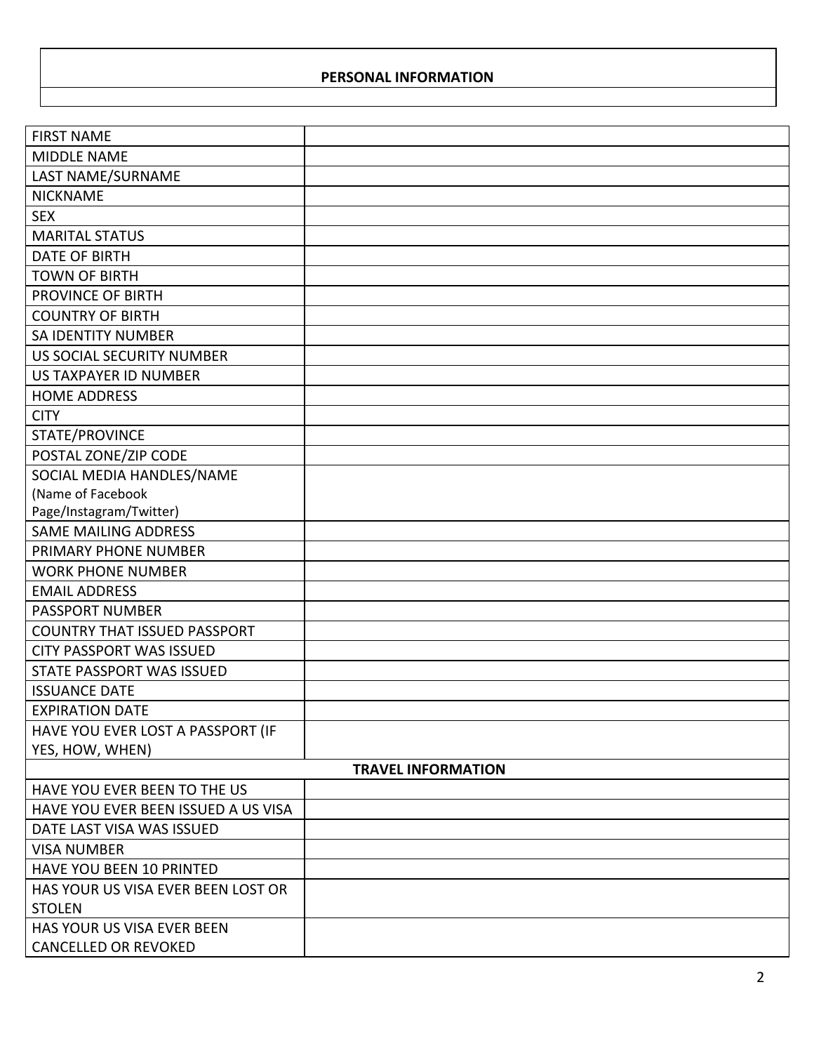## PERSONAL INFORMATION

| | |
|---|---|
| FIRST NAME | |
| MIDDLE NAME | |
| LAST NAME/SURNAME | |
| NICKNAME | |
| SEX | |
| MARITAL STATUS | |
| DATE OF BIRTH | |
| TOWN OF BIRTH | |
| PROVINCE OF BIRTH | |
| COUNTRY OF BIRTH | |
| SA IDENTITY NUMBER | |
| US SOCIAL SECURITY NUMBER | |
| US TAXPAYER ID NUMBER | |
| HOME ADDRESS | |
| CITY | |
| STATE/PROVINCE | |
| POSTAL ZONE/ZIP CODE | |
| SOCIAL MEDIA HANDLES/NAME (Name of Facebook Page/Instagram/Twitter) | |
| SAME MAILING ADDRESS | |
| PRIMARY PHONE NUMBER | |
| WORK PHONE NUMBER | |
| EMAIL ADDRESS | |
| PASSPORT NUMBER | |
| COUNTRY THAT ISSUED PASSPORT | |
| CITY PASSPORT WAS ISSUED | |
| STATE PASSPORT WAS ISSUED | |
| ISSUANCE DATE | |
| EXPIRATION DATE | |
| HAVE YOU EVER LOST A PASSPORT (IF YES, HOW, WHEN) | |
| **TRAVEL INFORMATION** | |
| HAVE YOU EVER BEEN TO THE US | |
| HAVE YOU EVER BEEN ISSUED A US VISA | |
| DATE LAST VISA WAS ISSUED | |
| VISA NUMBER | |
| HAVE YOU BEEN 10 PRINTED | |
| HAS YOUR US VISA EVER BEEN LOST OR STOLEN | |
| HAS YOUR US VISA EVER BEEN CANCELLED OR REVOKED | |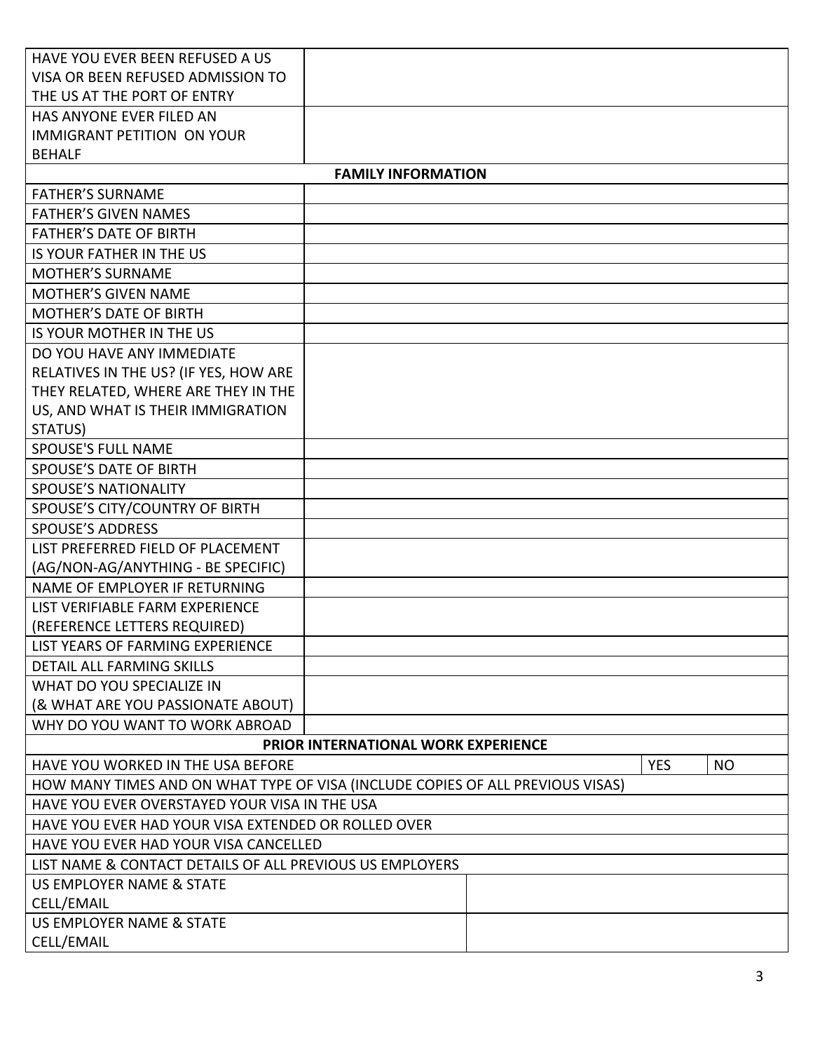| | |
|---|---|
| HAVE YOU EVER BEEN REFUSED A US VISA OR BEEN REFUSED ADMISSION TO THE US AT THE PORT OF ENTRY | |
| HAS ANYONE EVER FILED AN IMMIGRANT PETITION ON YOUR BEHALF | |
| **FAMILY INFORMATION** | |
| FATHER'S SURNAME | |
| FATHER'S GIVEN NAMES | |
| FATHER'S DATE OF BIRTH | |
| IS YOUR FATHER IN THE US | |
| MOTHER'S SURNAME | |
| MOTHER'S GIVEN NAME | |
| MOTHER'S DATE OF BIRTH | |
| IS YOUR MOTHER IN THE US | |
| DO YOU HAVE ANY IMMEDIATE RELATIVES IN THE US? (IF YES, HOW ARE THEY RELATED, WHERE ARE THEY IN THE US, AND WHAT IS THEIR IMMIGRATION STATUS) | |
| SPOUSE'S FULL NAME | |
| SPOUSE'S DATE OF BIRTH | |
| SPOUSE'S NATIONALITY | |
| SPOUSE'S CITY/COUNTRY OF BIRTH | |
| SPOUSE'S ADDRESS | |
| LIST PREFERRED FIELD OF PLACEMENT (AG/NON-AG/ANYTHING - BE SPECIFIC) | |
| NAME OF EMPLOYER IF RETURNING | |
| LIST VERIFIABLE FARM EXPERIENCE (REFERENCE LETTERS REQUIRED) | |
| LIST YEARS OF FARMING EXPERIENCE | |
| DETAIL ALL FARMING SKILLS | |
| WHAT DO YOU SPECIALIZE IN (& WHAT ARE YOU PASSIONATE ABOUT) | |
| WHY DO YOU WANT TO WORK ABROAD | |

| | | |
|---|---|---|
| **PRIOR INTERNATIONAL WORK EXPERIENCE** | | |
| HAVE YOU WORKED IN THE USA BEFORE | YES | NO |
| HOW MANY TIMES AND ON WHAT TYPE OF VISA (INCLUDE COPIES OF ALL PREVIOUS VISAS) | | |
| HAVE YOU EVER OVERSTAYED YOUR VISA IN THE USA | | |
| HAVE YOU EVER HAD YOUR VISA EXTENDED OR ROLLED OVER | | |
| HAVE YOU EVER HAD YOUR VISA CANCELLED | | |
| LIST NAME & CONTACT DETAILS OF ALL PREVIOUS US EMPLOYERS | | |
| US EMPLOYER NAME & STATE<br>CELL/EMAIL | | |
| US EMPLOYER NAME & STATE<br>CELL/EMAIL | | |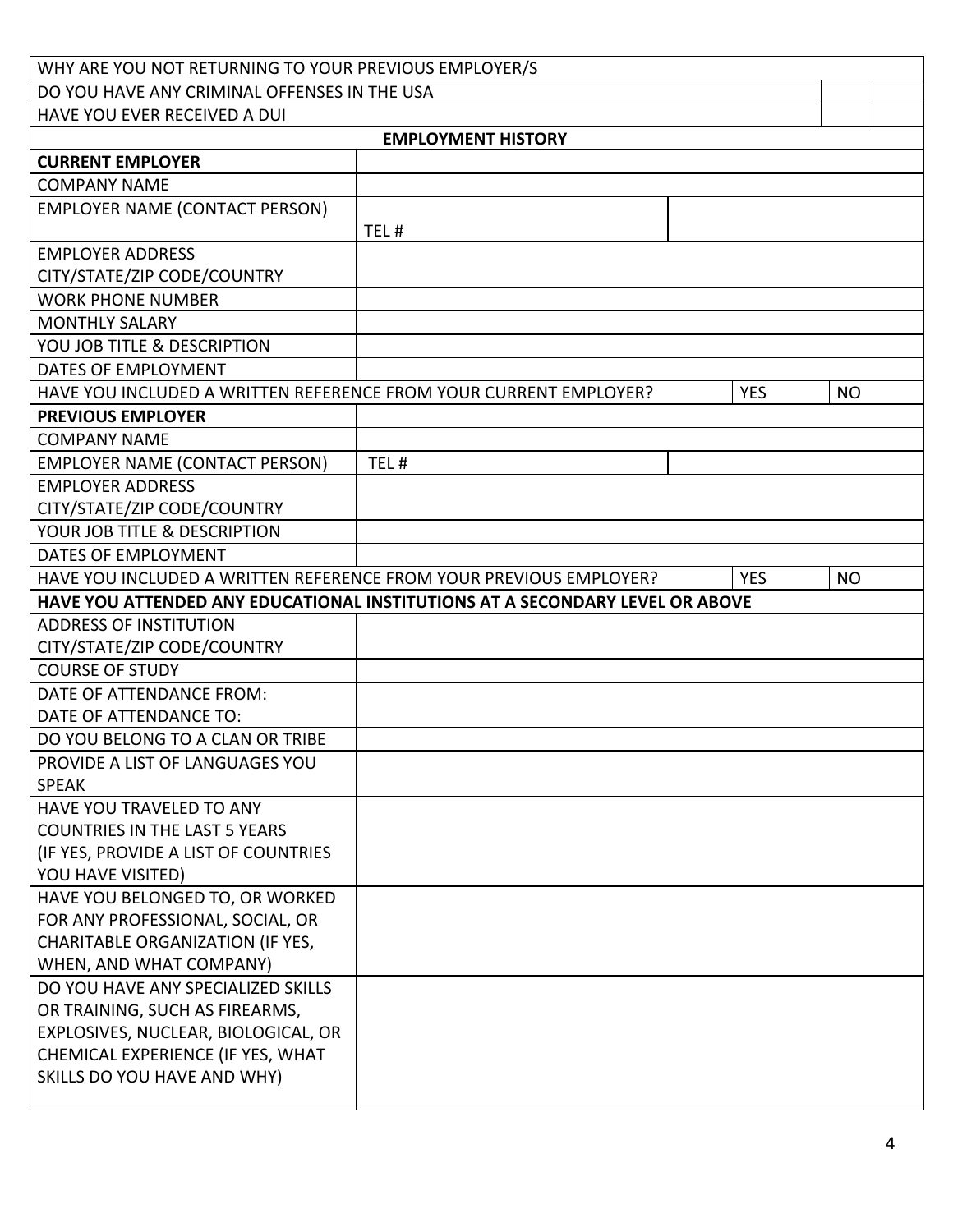| | | | |
|---|---|---|---|
| WHY ARE YOU NOT RETURNING TO YOUR PREVIOUS EMPLOYER/S | | | |
| DO YOU HAVE ANY CRIMINAL OFFENSES IN THE USA | | | |
| HAVE YOU EVER RECEIVED A DUI | | | |
| **EMPLOYMENT HISTORY** | | | |
| **CURRENT EMPLOYER** | | | |
| COMPANY NAME | | | |
| EMPLOYER NAME (CONTACT PERSON) | TEL # | | |
| EMPLOYER ADDRESS CITY/STATE/ZIP CODE/COUNTRY | | | |
| WORK PHONE NUMBER | | | |
| MONTHLY SALARY | | | |
| YOU JOB TITLE & DESCRIPTION | | | |
| DATES OF EMPLOYMENT | | | |
| HAVE YOU INCLUDED A WRITTEN REFERENCE FROM YOUR CURRENT EMPLOYER? | | YES | NO |
| **PREVIOUS EMPLOYER** | | | |
| COMPANY NAME | | | |
| EMPLOYER NAME (CONTACT PERSON) | TEL # | | |
| EMPLOYER ADDRESS CITY/STATE/ZIP CODE/COUNTRY | | | |
| YOUR JOB TITLE & DESCRIPTION | | | |
| DATES OF EMPLOYMENT | | | |
| HAVE YOU INCLUDED A WRITTEN REFERENCE FROM YOUR PREVIOUS EMPLOYER? | | YES | NO |
| **HAVE YOU ATTENDED ANY EDUCATIONAL INSTITUTIONS AT A SECONDARY LEVEL OR ABOVE** | | | |
| ADDRESS OF INSTITUTION CITY/STATE/ZIP CODE/COUNTRY | | | |
| COURSE OF STUDY | | | |
| DATE OF ATTENDANCE FROM: DATE OF ATTENDANCE TO: | | | |
| DO YOU BELONG TO A CLAN OR TRIBE | | | |
| PROVIDE A LIST OF LANGUAGES YOU SPEAK | | | |
| HAVE YOU TRAVELED TO ANY COUNTRIES IN THE LAST 5 YEARS (IF YES, PROVIDE A LIST OF COUNTRIES YOU HAVE VISITED) | | | |
| HAVE YOU BELONGED TO, OR WORKED FOR ANY PROFESSIONAL, SOCIAL, OR CHARITABLE ORGANIZATION (IF YES, WHEN, AND WHAT COMPANY) | | | |
| DO YOU HAVE ANY SPECIALIZED SKILLS OR TRAINING, SUCH AS FIREARMS, EXPLOSIVES, NUCLEAR, BIOLOGICAL, OR CHEMICAL EXPERIENCE (IF YES, WHAT SKILLS DO YOU HAVE AND WHY) | | | |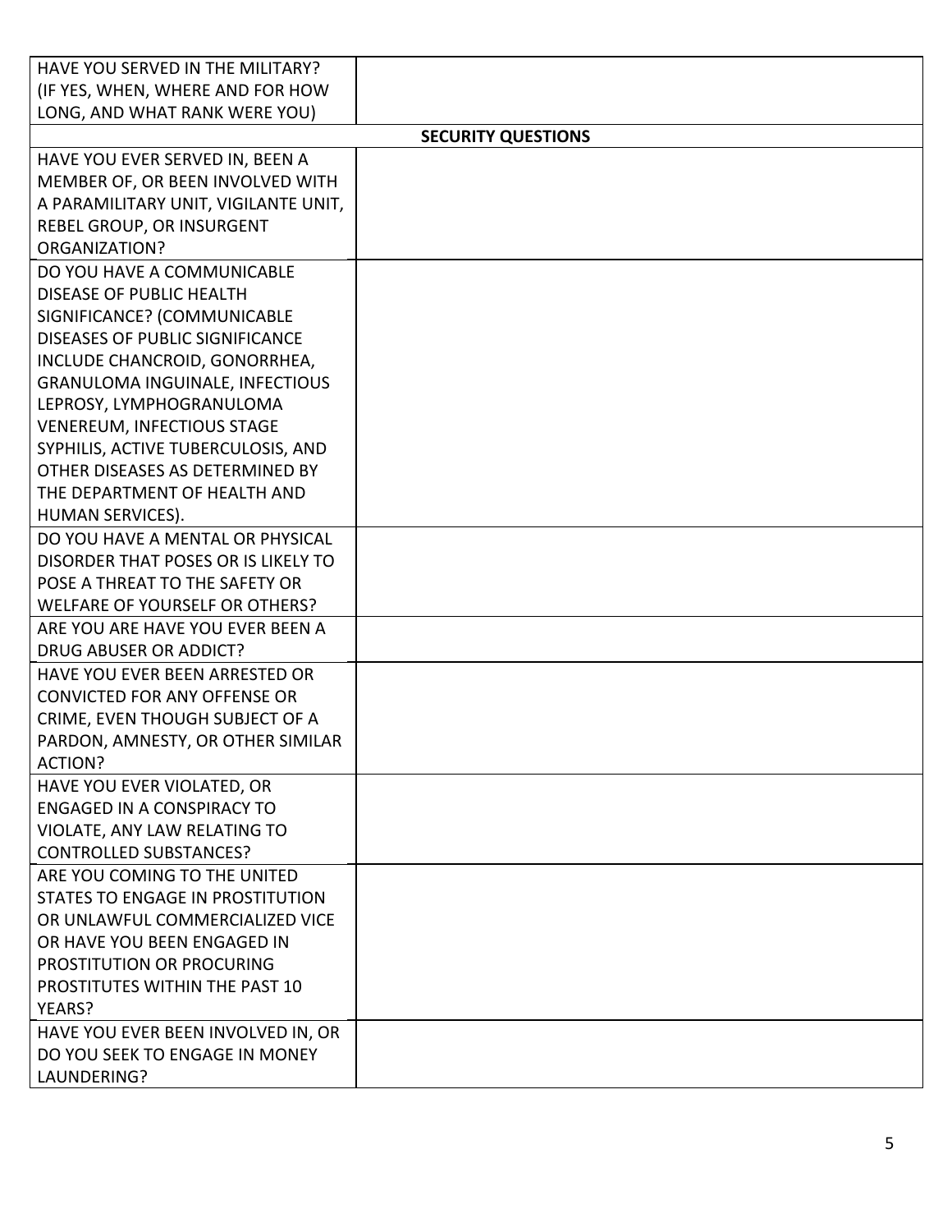| HAVE YOU SERVED IN THE MILITARY? (IF YES, WHEN, WHERE AND FOR HOW LONG, AND WHAT RANK WERE YOU) | |
|---|---|
| **SECURITY QUESTIONS** | |
| HAVE YOU EVER SERVED IN, BEEN A MEMBER OF, OR BEEN INVOLVED WITH A PARAMILITARY UNIT, VIGILANTE UNIT, REBEL GROUP, OR INSURGENT ORGANIZATION? | |
| DO YOU HAVE A COMMUNICABLE DISEASE OF PUBLIC HEALTH SIGNIFICANCE? (COMMUNICABLE DISEASES OF PUBLIC SIGNIFICANCE INCLUDE CHANCROID, GONORRHEA, GRANULOMA INGUINALE, INFECTIOUS LEPROSY, LYMPHOGRANULOMA VENEREUM, INFECTIOUS STAGE SYPHILIS, ACTIVE TUBERCULOSIS, AND OTHER DISEASES AS DETERMINED BY THE DEPARTMENT OF HEALTH AND HUMAN SERVICES). | |
| DO YOU HAVE A MENTAL OR PHYSICAL DISORDER THAT POSES OR IS LIKELY TO POSE A THREAT TO THE SAFETY OR WELFARE OF YOURSELF OR OTHERS? | |
| ARE YOU ARE HAVE YOU EVER BEEN A DRUG ABUSER OR ADDICT? | |
| HAVE YOU EVER BEEN ARRESTED OR CONVICTED FOR ANY OFFENSE OR CRIME, EVEN THOUGH SUBJECT OF A PARDON, AMNESTY, OR OTHER SIMILAR ACTION? | |
| HAVE YOU EVER VIOLATED, OR ENGAGED IN A CONSPIRACY TO VIOLATE, ANY LAW RELATING TO CONTROLLED SUBSTANCES? | |
| ARE YOU COMING TO THE UNITED STATES TO ENGAGE IN PROSTITUTION OR UNLAWFUL COMMERCIALIZED VICE OR HAVE YOU BEEN ENGAGED IN PROSTITUTION OR PROCURING PROSTITUTES WITHIN THE PAST 10 YEARS? | |
| HAVE YOU EVER BEEN INVOLVED IN, OR DO YOU SEEK TO ENGAGE IN MONEY LAUNDERING? | |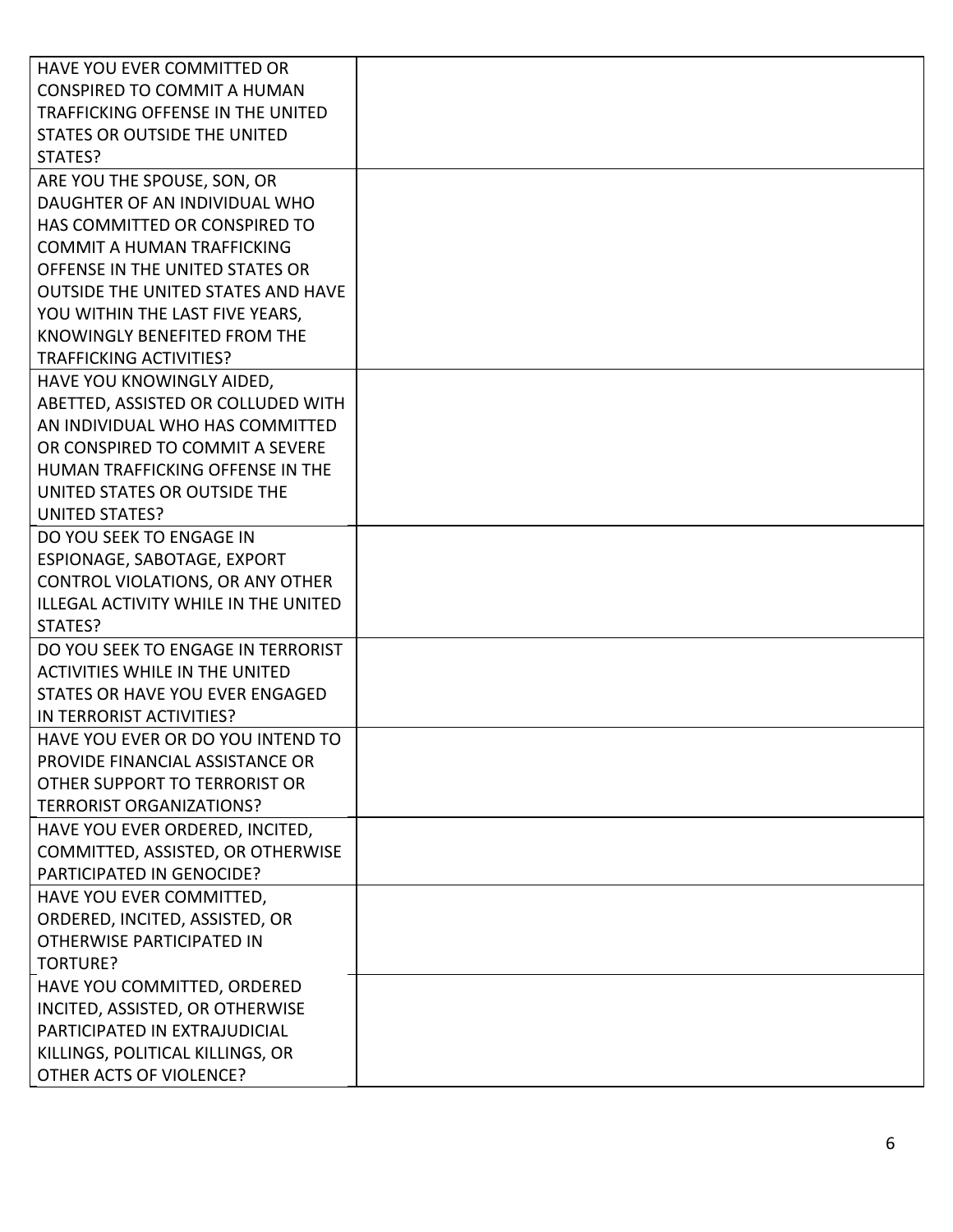| | |
|---|---|
| HAVE YOU EVER COMMITTED OR CONSPIRED TO COMMIT A HUMAN TRAFFICKING OFFENSE IN THE UNITED STATES OR OUTSIDE THE UNITED STATES? | |
| ARE YOU THE SPOUSE, SON, OR DAUGHTER OF AN INDIVIDUAL WHO HAS COMMITTED OR CONSPIRED TO COMMIT A HUMAN TRAFFICKING OFFENSE IN THE UNITED STATES OR OUTSIDE THE UNITED STATES AND HAVE YOU WITHIN THE LAST FIVE YEARS, KNOWINGLY BENEFITED FROM THE TRAFFICKING ACTIVITIES? | |
| HAVE YOU KNOWINGLY AIDED, ABETTED, ASSISTED OR COLLUDED WITH AN INDIVIDUAL WHO HAS COMMITTED OR CONSPIRED TO COMMIT A SEVERE HUMAN TRAFFICKING OFFENSE IN THE UNITED STATES OR OUTSIDE THE UNITED STATES? | |
| DO YOU SEEK TO ENGAGE IN ESPIONAGE, SABOTAGE, EXPORT CONTROL VIOLATIONS, OR ANY OTHER ILLEGAL ACTIVITY WHILE IN THE UNITED STATES? | |
| DO YOU SEEK TO ENGAGE IN TERRORIST ACTIVITIES WHILE IN THE UNITED STATES OR HAVE YOU EVER ENGAGED IN TERRORIST ACTIVITIES? | |
| HAVE YOU EVER OR DO YOU INTEND TO PROVIDE FINANCIAL ASSISTANCE OR OTHER SUPPORT TO TERRORIST OR TERRORIST ORGANIZATIONS? | |
| HAVE YOU EVER ORDERED, INCITED, COMMITTED, ASSISTED, OR OTHERWISE PARTICIPATED IN GENOCIDE? | |
| HAVE YOU EVER COMMITTED, ORDERED, INCITED, ASSISTED, OR OTHERWISE PARTICIPATED IN TORTURE? | |
| HAVE YOU COMMITTED, ORDERED INCITED, ASSISTED, OR OTHERWISE PARTICIPATED IN EXTRAJUDICIAL KILLINGS, POLITICAL KILLINGS, OR OTHER ACTS OF VIOLENCE? | |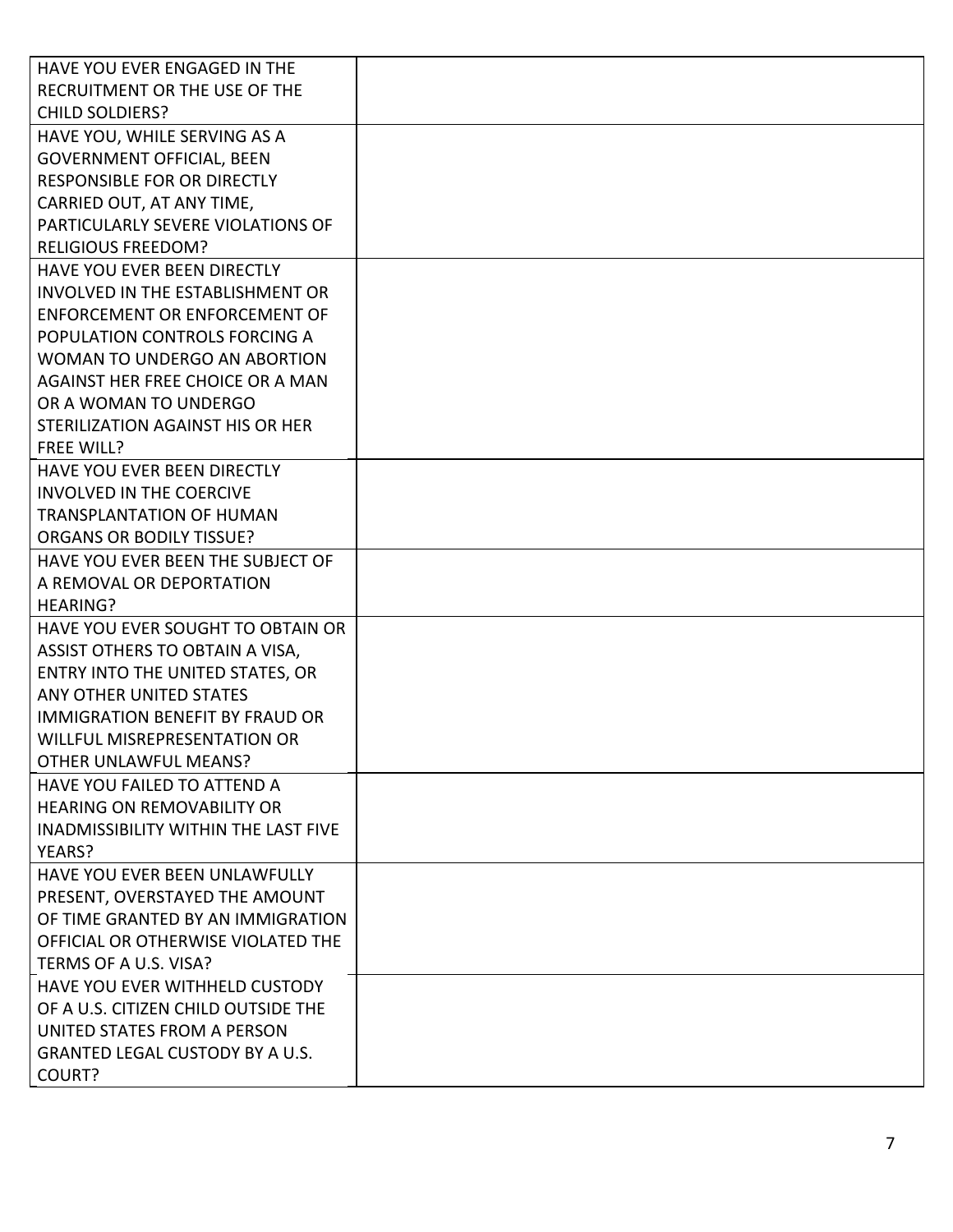| | |
|---|---|
| HAVE YOU EVER ENGAGED IN THE RECRUITMENT OR THE USE OF THE CHILD SOLDIERS? | |
| HAVE YOU, WHILE SERVING AS A GOVERNMENT OFFICIAL, BEEN RESPONSIBLE FOR OR DIRECTLY CARRIED OUT, AT ANY TIME, PARTICULARLY SEVERE VIOLATIONS OF RELIGIOUS FREEDOM? | |
| HAVE YOU EVER BEEN DIRECTLY INVOLVED IN THE ESTABLISHMENT OR ENFORCEMENT OR ENFORCEMENT OF POPULATION CONTROLS FORCING A WOMAN TO UNDERGO AN ABORTION AGAINST HER FREE CHOICE OR A MAN OR A WOMAN TO UNDERGO STERILIZATION AGAINST HIS OR HER FREE WILL? | |
| HAVE YOU EVER BEEN DIRECTLY INVOLVED IN THE COERCIVE TRANSPLANTATION OF HUMAN ORGANS OR BODILY TISSUE? | |
| HAVE YOU EVER BEEN THE SUBJECT OF A REMOVAL OR DEPORTATION HEARING? | |
| HAVE YOU EVER SOUGHT TO OBTAIN OR ASSIST OTHERS TO OBTAIN A VISA, ENTRY INTO THE UNITED STATES, OR ANY OTHER UNITED STATES IMMIGRATION BENEFIT BY FRAUD OR WILLFUL MISREPRESENTATION OR OTHER UNLAWFUL MEANS? | |
| HAVE YOU FAILED TO ATTEND A HEARING ON REMOVABILITY OR INADMISSIBILITY WITHIN THE LAST FIVE YEARS? | |
| HAVE YOU EVER BEEN UNLAWFULLY PRESENT, OVERSTAYED THE AMOUNT OF TIME GRANTED BY AN IMMIGRATION OFFICIAL OR OTHERWISE VIOLATED THE TERMS OF A U.S. VISA? | |
| HAVE YOU EVER WITHHELD CUSTODY OF A U.S. CITIZEN CHILD OUTSIDE THE UNITED STATES FROM A PERSON GRANTED LEGAL CUSTODY BY A U.S. COURT? | |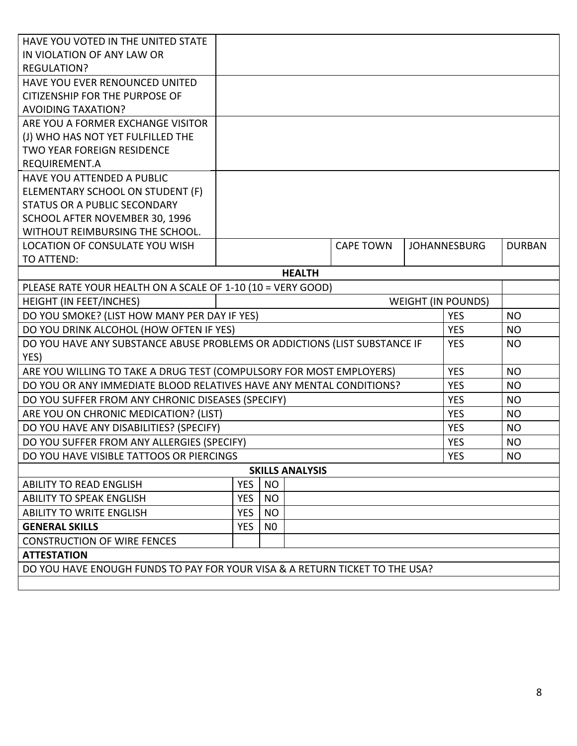| | | | | | | |
|---|---|---|---|---|---|---|
| HAVE YOU VOTED IN THE UNITED STATE IN VIOLATION OF ANY LAW OR REGULATION? | | | | | | |
| HAVE YOU EVER RENOUNCED UNITED CITIZENSHIP FOR THE PURPOSE OF AVOIDING TAXATION? | | | | | | |
| ARE YOU A FORMER EXCHANGE VISITOR (J) WHO HAS NOT YET FULFILLED THE TWO YEAR FOREIGN RESIDENCE REQUIREMENT.A | | | | | | |
| HAVE YOU ATTENDED A PUBLIC ELEMENTARY SCHOOL ON STUDENT (F) STATUS OR A PUBLIC SECONDARY SCHOOL AFTER NOVEMBER 30, 1996 WITHOUT REIMBURSING THE SCHOOL. | | | | | | |
| LOCATION OF CONSULATE YOU WISH TO ATTEND: | | | | CAPE TOWN | JOHANNESBURG | DURBAN |

| | | |
|---|---|---|
| **HEALTH** | | |
| PLEASE RATE YOUR HEALTH ON A SCALE OF 1-10 (10 = VERY GOOD) | | |
| HEIGHT (IN FEET/INCHES) | WEIGHT (IN POUNDS) | |
| DO YOU SMOKE? (LIST HOW MANY PER DAY IF YES) | YES | NO |
| DO YOU DRINK ALCOHOL (HOW OFTEN IF YES) | YES | NO |
| DO YOU HAVE ANY SUBSTANCE ABUSE PROBLEMS OR ADDICTIONS (LIST SUBSTANCE IF YES) | YES | NO |
| ARE YOU WILLING TO TAKE A DRUG TEST (COMPULSORY FOR MOST EMPLOYERS) | YES | NO |
| DO YOU OR ANY IMMEDIATE BLOOD RELATIVES HAVE ANY MENTAL CONDITIONS? | YES | NO |
| DO YOU SUFFER FROM ANY CHRONIC DISEASES (SPECIFY) | YES | NO |
| ARE YOU ON CHRONIC MEDICATION? (LIST) | YES | NO |
| DO YOU HAVE ANY DISABILITIES? (SPECIFY) | YES | NO |
| DO YOU SUFFER FROM ANY ALLERGIES (SPECIFY) | YES | NO |
| DO YOU HAVE VISIBLE TATTOOS OR PIERCINGS | YES | NO |

| | | | |
|---|---|---|---|
| **SKILLS ANALYSIS** | | | |
| ABILITY TO READ ENGLISH | YES | NO | |
| ABILITY TO SPEAK ENGLISH | YES | NO | |
| ABILITY TO WRITE ENGLISH | YES | NO | |
| **GENERAL SKILLS** | YES | N0 | |
| CONSTRUCTION OF WIRE FENCES | | | |

| |
|---|
| **ATTESTATION** |
| DO YOU HAVE ENOUGH FUNDS TO PAY FOR YOUR VISA & A RETURN TICKET TO THE USA? |
| |